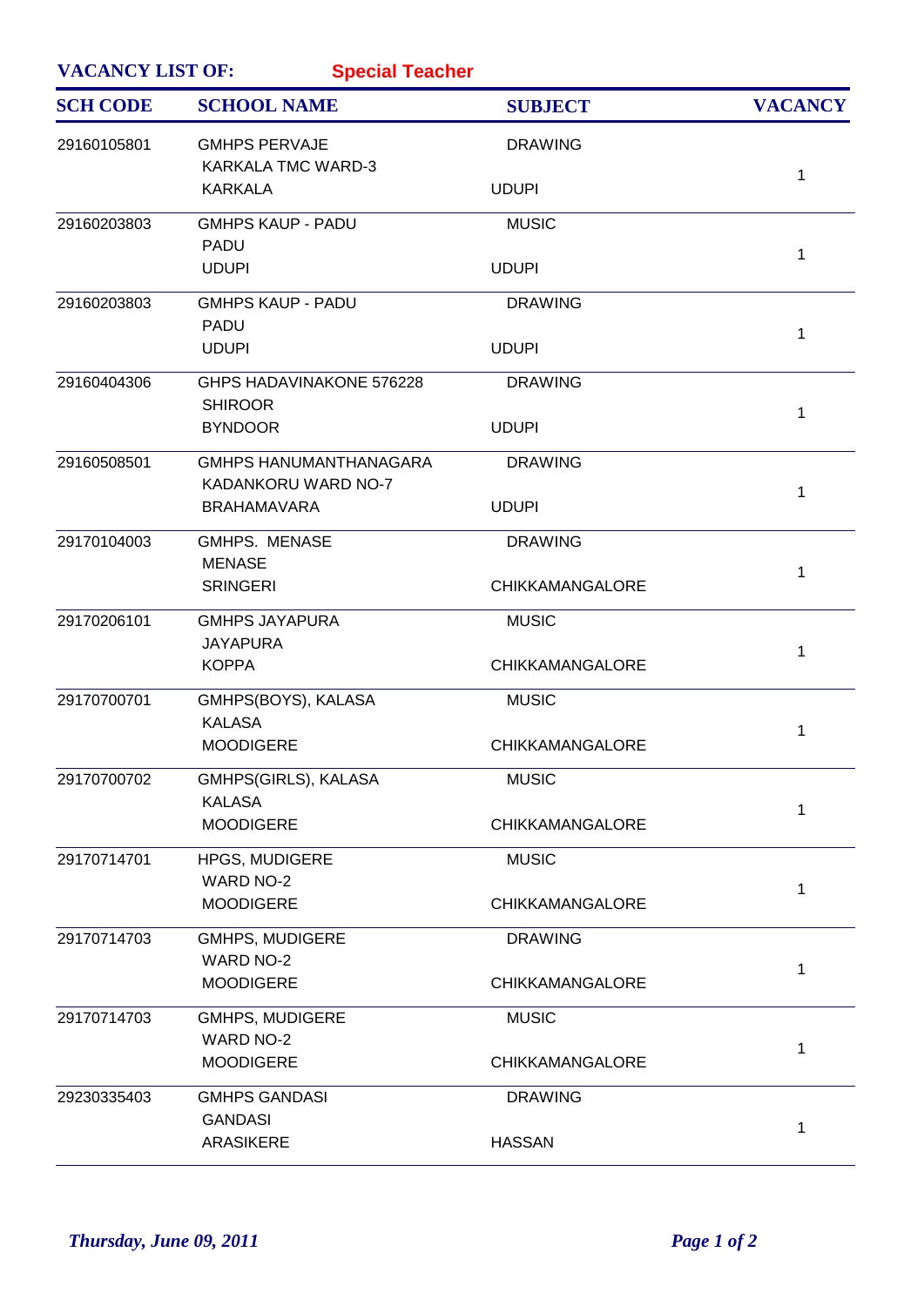**VACANCY LIST OF:** **Special Teacher**

| SCH CODE | SCHOOL NAME | SUBJECT | VACANCY |
|---|---|---|---|
| 29160105801 | GMHPS PERVAJE<br>KARKALA TMC WARD-3<br>KARKALA | DRAWING<br><br>UDUPI | 1 |
| 29160203803 | GMHPS KAUP - PADU<br>PADU<br>UDUPI | MUSIC<br><br>UDUPI | 1 |
| 29160203803 | GMHPS KAUP - PADU<br>PADU<br>UDUPI | DRAWING<br><br>UDUPI | 1 |
| 29160404306 | GHPS HADAVINAKONE 576228<br>SHIROOR<br>BYNDOOR | DRAWING<br><br>UDUPI | 1 |
| 29160508501 | GMHPS HANUMANTHANAGARA<br>KADANKORU WARD NO-7<br>BRAHAMAVARA | DRAWING<br><br>UDUPI | 1 |
| 29170104003 | GMHPS. MENASE<br>MENASE<br>SRINGERI | DRAWING<br><br>CHIKKAMANGALORE | 1 |
| 29170206101 | GMHPS JAYAPURA<br>JAYAPURA<br>KOPPA | MUSIC<br><br>CHIKKAMANGALORE | 1 |
| 29170700701 | GMHPS(BOYS), KALASA<br>KALASA<br>MOODIGERE | MUSIC<br><br>CHIKKAMANGALORE | 1 |
| 29170700702 | GMHPS(GIRLS), KALASA<br>KALASA<br>MOODIGERE | MUSIC<br><br>CHIKKAMANGALORE | 1 |
| 29170714701 | HPGS, MUDIGERE<br>WARD NO-2<br>MOODIGERE | MUSIC<br><br>CHIKKAMANGALORE | 1 |
| 29170714703 | GMHPS, MUDIGERE<br>WARD NO-2<br>MOODIGERE | DRAWING<br><br>CHIKKAMANGALORE | 1 |
| 29170714703 | GMHPS, MUDIGERE<br>WARD NO-2<br>MOODIGERE | MUSIC<br><br>CHIKKAMANGALORE | 1 |
| 29230335403 | GMHPS GANDASI<br>GANDASI<br>ARASIKERE | DRAWING<br><br>HASSAN | 1 |

*Thursday, June 09, 2011*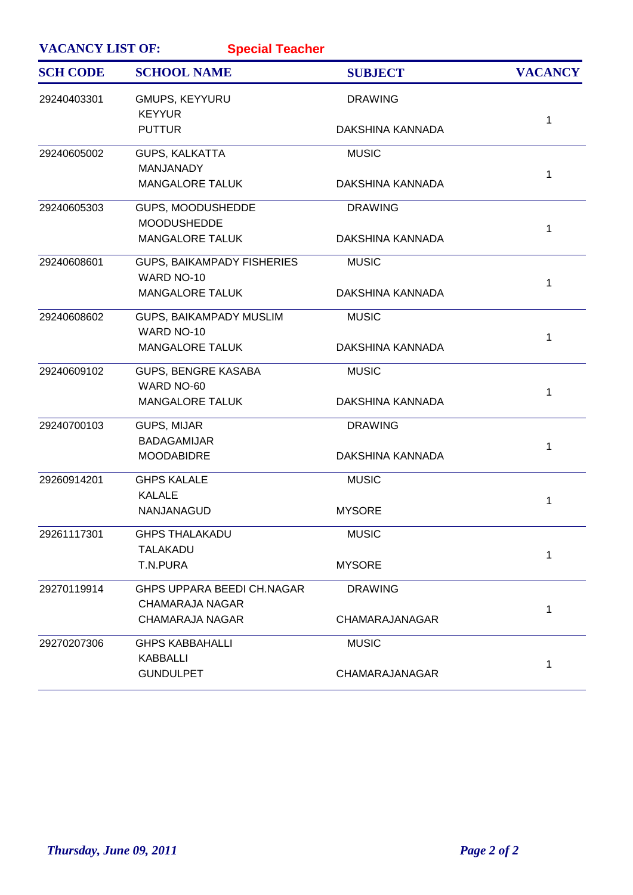**VACANCY LIST OF:** **Special Teacher**

| SCH CODE | SCHOOL NAME | SUBJECT | VACANCY |
|---|---|---|---|
| 29240403301 | GMUPS, KEYYURU<br>KEYYUR<br>PUTTUR | DRAWING<br><br>DAKSHINA KANNADA | 1 |
| 29240605002 | GUPS, KALKATTA<br>MANJANADY<br>MANGALORE TALUK | MUSIC<br><br>DAKSHINA KANNADA | 1 |
| 29240605303 | GUPS, MOODUSHEDDE<br>MOODUSHEDDE<br>MANGALORE TALUK | DRAWING<br><br>DAKSHINA KANNADA | 1 |
| 29240608601 | GUPS, BAIKAMPADY FISHERIES<br>WARD NO-10<br>MANGALORE TALUK | MUSIC<br><br>DAKSHINA KANNADA | 1 |
| 29240608602 | GUPS, BAIKAMPADY MUSLIM<br>WARD NO-10<br>MANGALORE TALUK | MUSIC<br><br>DAKSHINA KANNADA | 1 |
| 29240609102 | GUPS, BENGRE KASABA<br>WARD NO-60<br>MANGALORE TALUK | MUSIC<br><br>DAKSHINA KANNADA | 1 |
| 29240700103 | GUPS, MIJAR<br>BADAGAMIJAR<br>MOODABIDRE | DRAWING<br><br>DAKSHINA KANNADA | 1 |
| 29260914201 | GHPS KALALE<br>KALALE<br>NANJANAGUD | MUSIC<br><br>MYSORE | 1 |
| 29261117301 | GHPS THALAKADU<br>TALAKADU<br>T.N.PURA | MUSIC<br><br>MYSORE | 1 |
| 29270119914 | GHPS UPPARA BEEDI CH.NAGAR<br>CHAMARAJA NAGAR<br>CHAMARAJA NAGAR | DRAWING<br><br>CHAMARAJANAGAR | 1 |
| 29270207306 | GHPS KABBAHALLI<br>KABBALLI<br>GUNDULPET | MUSIC<br><br>CHAMARAJANAGAR | 1 |

*Thursday, June 09, 2011*